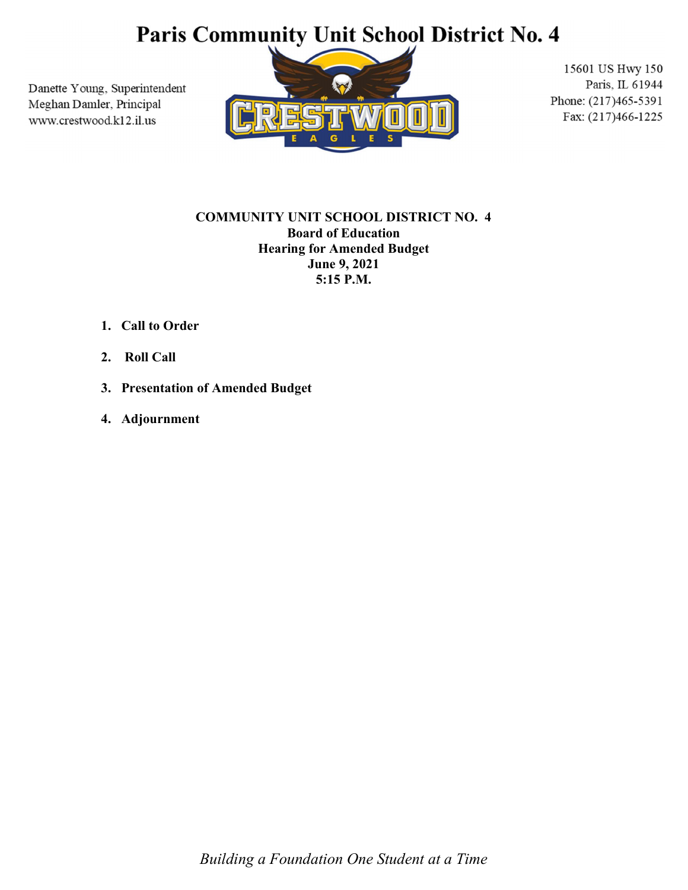# Paris Community Unit School District No. 4

Danette Young, Superintendent
Meghan Damler, Principal
www.crestwood.k12.il.us

CRESTWOOD EAGLES

15601 US Hwy 150
Paris, IL 61944
Phone: (217)465-5391
Fax: (217)466-1225

**COMMUNITY UNIT SCHOOL DISTRICT NO. 4**
**Board of Education**
**Hearing for Amended Budget**
**June 9, 2021**
**5:15 P.M.**

1. **Call to Order**
2. **Roll Call**
3. **Presentation of Amended Budget**
4. **Adjournment**

*Building a Foundation One Student at a Time*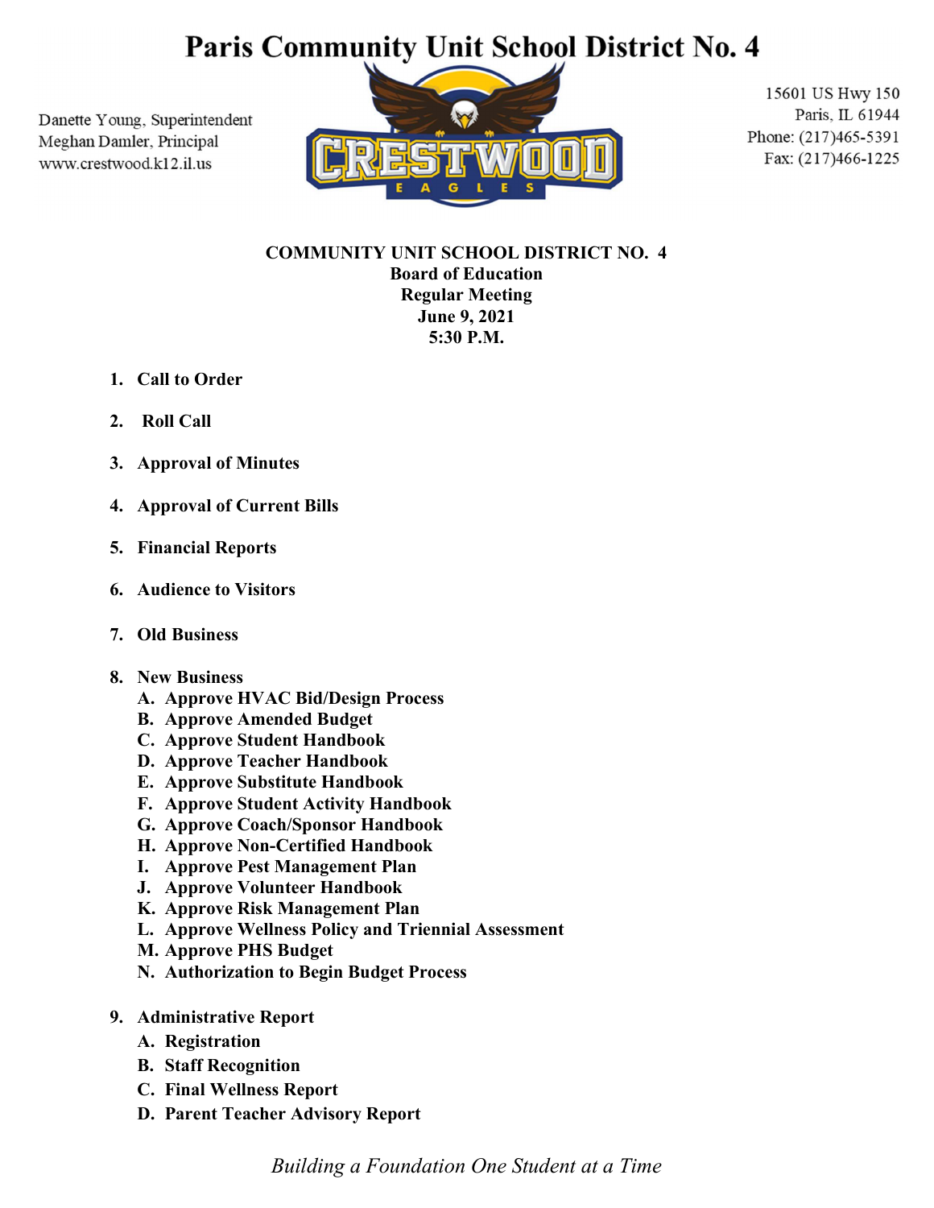# Paris Community Unit School District No. 4

Danette Young, Superintendent
Meghan Damler, Principal
www.crestwood.k12.il.us

15601 US Hwy 150
Paris, IL 61944
Phone: (217)465-5391
Fax: (217)466-1225

**COMMUNITY UNIT SCHOOL DISTRICT NO. 4**
**Board of Education**
**Regular Meeting**
**June 9, 2021**
**5:30 P.M.**

1. **Call to Order**
2. **Roll Call**
3. **Approval of Minutes**
4. **Approval of Current Bills**
5. **Financial Reports**
6. **Audience to Visitors**
7. **Old Business**
8. **New Business**
   - A. **Approve HVAC Bid/Design Process**
   - B. **Approve Amended Budget**
   - C. **Approve Student Handbook**
   - D. **Approve Teacher Handbook**
   - E. **Approve Substitute Handbook**
   - F. **Approve Student Activity Handbook**
   - G. **Approve Coach/Sponsor Handbook**
   - H. **Approve Non-Certified Handbook**
   - I. **Approve Pest Management Plan**
   - J. **Approve Volunteer Handbook**
   - K. **Approve Risk Management Plan**
   - L. **Approve Wellness Policy and Triennial Assessment**
   - M. **Approve PHS Budget**
   - N. **Authorization to Begin Budget Process**
9. **Administrative Report**
   - A. **Registration**
   - B. **Staff Recognition**
   - C. **Final Wellness Report**
   - D. **Parent Teacher Advisory Report**

*Building a Foundation One Student at a Time*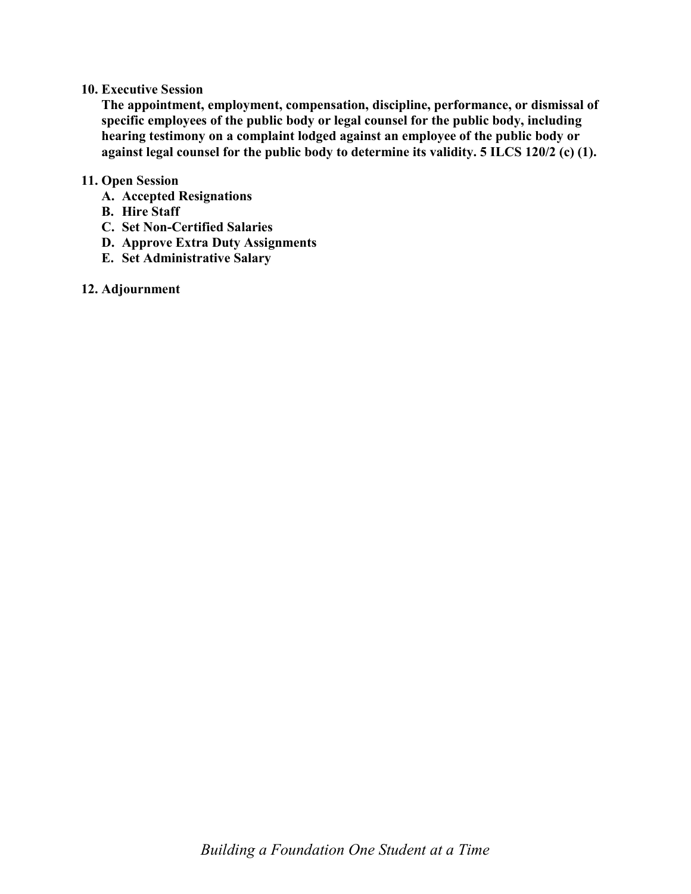**10. Executive Session**

**The appointment, employment, compensation, discipline, performance, or dismissal of specific employees of the public body or legal counsel for the public body, including hearing testimony on a complaint lodged against an employee of the public body or against legal counsel for the public body to determine its validity. 5 ILCS 120/2 (c) (1).**

**11. Open Session**

- **A. Accepted Resignations**
- **B. Hire Staff**
- **C. Set Non-Certified Salaries**
- **D. Approve Extra Duty Assignments**
- **E. Set Administrative Salary**

**12. Adjournment**